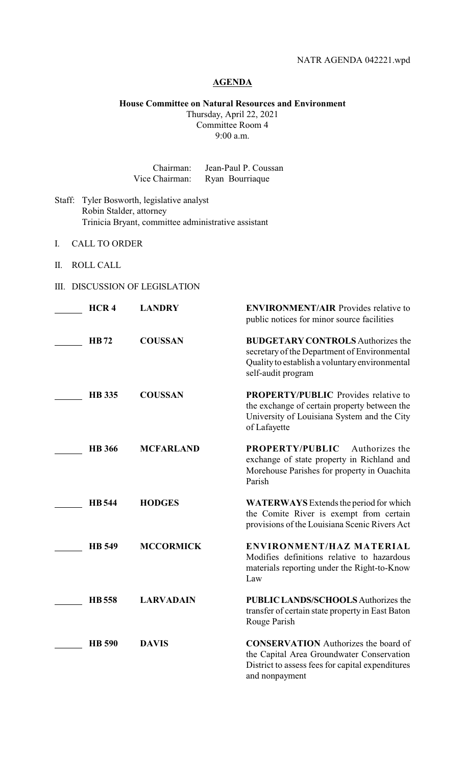NATR AGENDA 042221.wpd

# AGENDA

**House Committee on Natural Resources and Environment**
Thursday, April 22, 2021
Committee Room 4
9:00 a.m.

Chairman: Jean-Paul P. Coussan
Vice Chairman: Ryan Bourriaque

Staff: Tyler Bosworth, legislative analyst
Robin Stalder, attorney
Trinicia Bryant, committee administrative assistant

I. CALL TO ORDER

II. ROLL CALL

III. DISCUSSION OF LEGISLATION

| | Bill | Author | Description |
|---|---|---|---|
| ______ | **HCR 4** | **LANDRY** | **ENVIRONMENT/AIR** Provides relative to public notices for minor source facilities |
| ______ | **HB 72** | **COUSSAN** | **BUDGETARY CONTROLS** Authorizes the secretary of the Department of Environmental Quality to establish a voluntary environmental self-audit program |
| ______ | **HB 335** | **COUSSAN** | **PROPERTY/PUBLIC** Provides relative to the exchange of certain property between the University of Louisiana System and the City of Lafayette |
| ______ | **HB 366** | **MCFARLAND** | **PROPERTY/PUBLIC** Authorizes the exchange of state property in Richland and Morehouse Parishes for property in Ouachita Parish |
| ______ | **HB 544** | **HODGES** | **WATERWAYS** Extends the period for which the Comite River is exempt from certain provisions of the Louisiana Scenic Rivers Act |
| ______ | **HB 549** | **MCCORMICK** | **ENVIRONMENT/HAZ MATERIAL** Modifies definitions relative to hazardous materials reporting under the Right-to-Know Law |
| ______ | **HB 558** | **LARVADAIN** | **PUBLIC LANDS/SCHOOLS** Authorizes the transfer of certain state property in East Baton Rouge Parish |
| ______ | **HB 590** | **DAVIS** | **CONSERVATION** Authorizes the board of the Capital Area Groundwater Conservation District to assess fees for capital expenditures and nonpayment |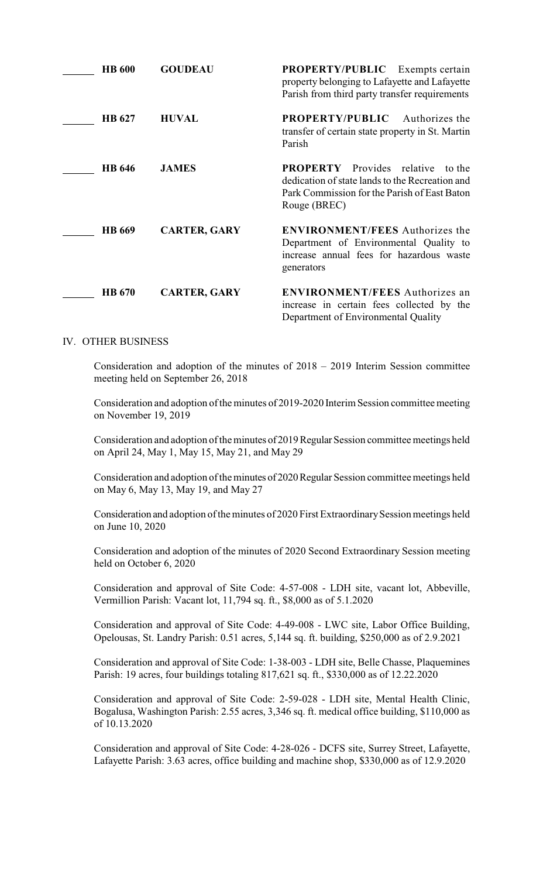| | | | |
|---|---|---|---|
| ______ | **HB 600** | **GOUDEAU** | **PROPERTY/PUBLIC** Exempts certain property belonging to Lafayette and Lafayette Parish from third party transfer requirements |
| ______ | **HB 627** | **HUVAL** | **PROPERTY/PUBLIC** Authorizes the transfer of certain state property in St. Martin Parish |
| ______ | **HB 646** | **JAMES** | **PROPERTY** Provides relative to the dedication of state lands to the Recreation and Park Commission for the Parish of East Baton Rouge (BREC) |
| ______ | **HB 669** | **CARTER, GARY** | **ENVIRONMENT/FEES** Authorizes the Department of Environmental Quality to increase annual fees for hazardous waste generators |
| ______ | **HB 670** | **CARTER, GARY** | **ENVIRONMENT/FEES** Authorizes an increase in certain fees collected by the Department of Environmental Quality |

IV. OTHER BUSINESS

Consideration and adoption of the minutes of 2018 – 2019 Interim Session committee meeting held on September 26, 2018

Consideration and adoption of the minutes of 2019-2020 Interim Session committee meeting on November 19, 2019

Consideration and adoption of the minutes of 2019 Regular Session committee meetings held on April 24, May 1, May 15, May 21, and May 29

Consideration and adoption of the minutes of 2020 Regular Session committee meetings held on May 6, May 13, May 19, and May 27

Consideration and adoption of the minutes of 2020 First Extraordinary Session meetings held on June 10, 2020

Consideration and adoption of the minutes of 2020 Second Extraordinary Session meeting held on October 6, 2020

Consideration and approval of Site Code: 4-57-008 - LDH site, vacant lot, Abbeville, Vermillion Parish: Vacant lot, 11,794 sq. ft., $8,000 as of 5.1.2020

Consideration and approval of Site Code: 4-49-008 - LWC site, Labor Office Building, Opelousas, St. Landry Parish: 0.51 acres, 5,144 sq. ft. building, $250,000 as of 2.9.2021

Consideration and approval of Site Code: 1-38-003 - LDH site, Belle Chasse, Plaquemines Parish: 19 acres, four buildings totaling 817,621 sq. ft., $330,000 as of 12.22.2020

Consideration and approval of Site Code: 2-59-028 - LDH site, Mental Health Clinic, Bogalusa, Washington Parish: 2.55 acres, 3,346 sq. ft. medical office building, $110,000 as of 10.13.2020

Consideration and approval of Site Code: 4-28-026 - DCFS site, Surrey Street, Lafayette, Lafayette Parish: 3.63 acres, office building and machine shop, $330,000 as of 12.9.2020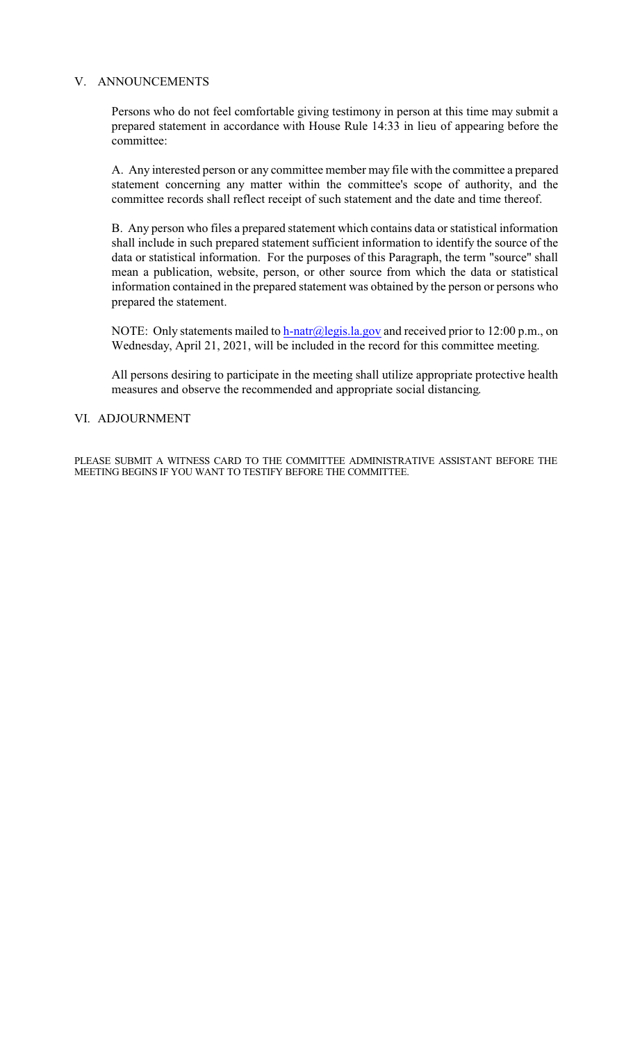## V. ANNOUNCEMENTS

Persons who do not feel comfortable giving testimony in person at this time may submit a prepared statement in accordance with House Rule 14:33 in lieu of appearing before the committee:

A. Any interested person or any committee member may file with the committee a prepared statement concerning any matter within the committee's scope of authority, and the committee records shall reflect receipt of such statement and the date and time thereof.

B. Any person who files a prepared statement which contains data or statistical information shall include in such prepared statement sufficient information to identify the source of the data or statistical information. For the purposes of this Paragraph, the term "source" shall mean a publication, website, person, or other source from which the data or statistical information contained in the prepared statement was obtained by the person or persons who prepared the statement.

NOTE: Only statements mailed to h-natr@legis.la.gov and received prior to 12:00 p.m., on Wednesday, April 21, 2021, will be included in the record for this committee meeting.

All persons desiring to participate in the meeting shall utilize appropriate protective health measures and observe the recommended and appropriate social distancing.

## VI. ADJOURNMENT

PLEASE SUBMIT A WITNESS CARD TO THE COMMITTEE ADMINISTRATIVE ASSISTANT BEFORE THE MEETING BEGINS IF YOU WANT TO TESTIFY BEFORE THE COMMITTEE.